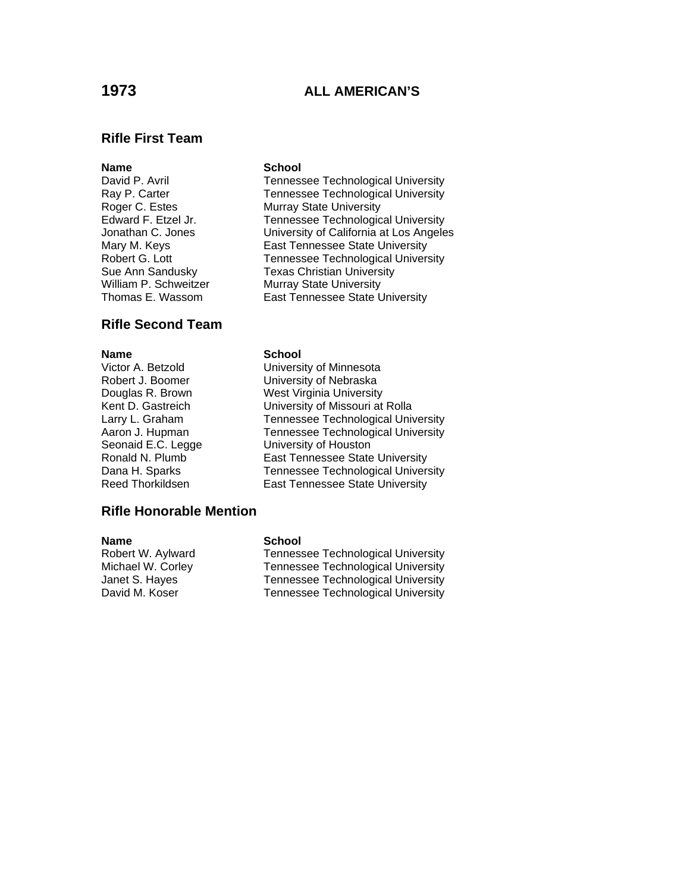# 1973 ALL AMERICAN'S

## Rifle First Team

| Name | School |
|---|---|
| David P. Avril | Tennessee Technological University |
| Ray P. Carter | Tennessee Technological University |
| Roger C. Estes | Murray State University |
| Edward F. Etzel Jr. | Tennessee Technological University |
| Jonathan C. Jones | University of California at Los Angeles |
| Mary M. Keys | East Tennessee State University |
| Robert G. Lott | Tennessee Technological University |
| Sue Ann Sandusky | Texas Christian University |
| William P. Schweitzer | Murray State University |
| Thomas E. Wassom | East Tennessee State University |

## Rifle Second Team

| Name | School |
|---|---|
| Victor A. Betzold | University of Minnesota |
| Robert J. Boomer | University of Nebraska |
| Douglas R. Brown | West Virginia University |
| Kent D. Gastreich | University of Missouri at Rolla |
| Larry L. Graham | Tennessee Technological University |
| Aaron J. Hupman | Tennessee Technological University |
| Seonaid E.C. Legge | University of Houston |
| Ronald N. Plumb | East Tennessee State University |
| Dana H. Sparks | Tennessee Technological University |
| Reed Thorkildsen | East Tennessee State University |

## Rifle Honorable Mention

| Name | School |
|---|---|
| Robert W. Aylward | Tennessee Technological University |
| Michael W. Corley | Tennessee Technological University |
| Janet S. Hayes | Tennessee Technological University |
| David M. Koser | Tennessee Technological University |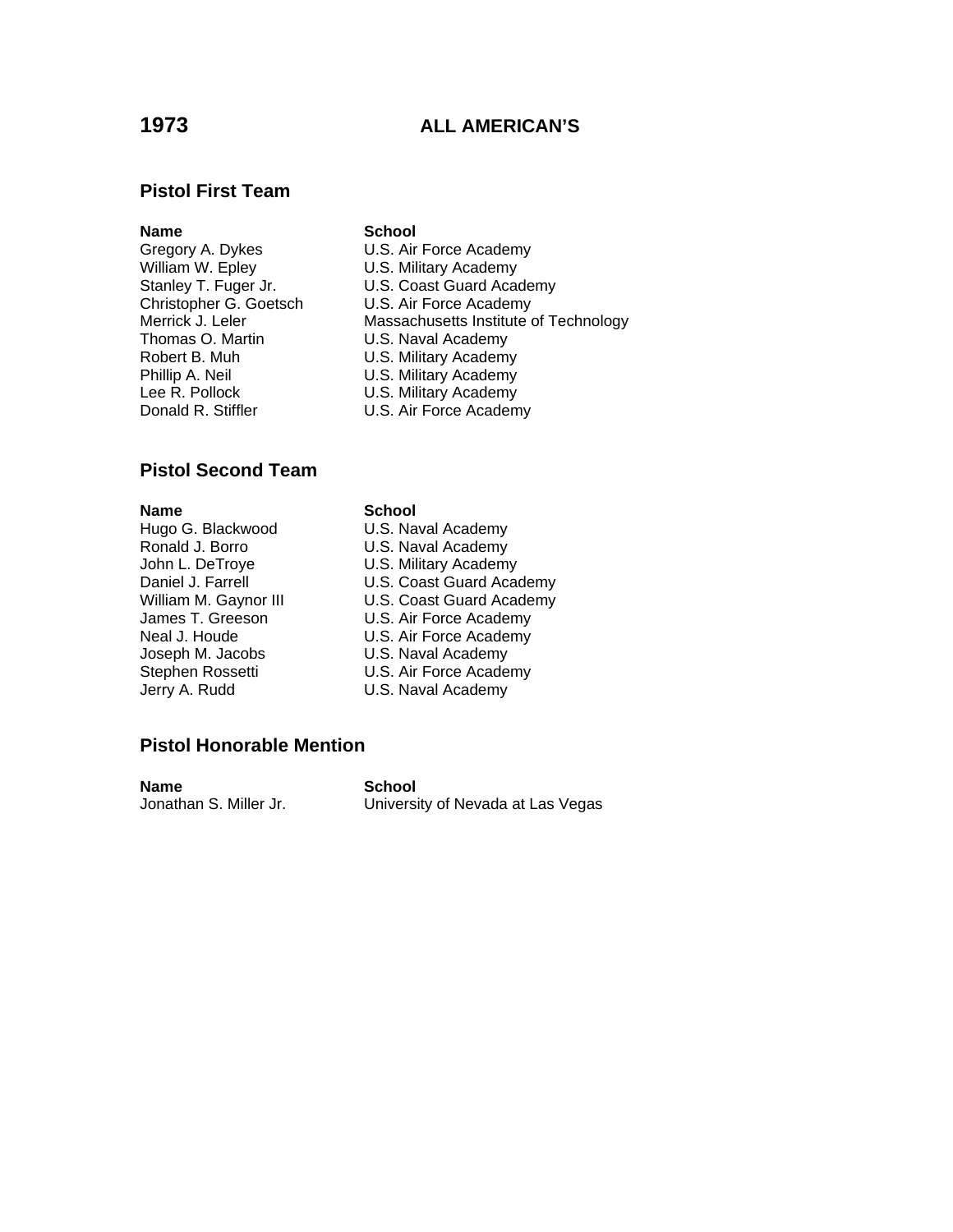# 1973 ALL AMERICAN'S

## Pistol First Team

| Name | School |
|---|---|
| Gregory A. Dykes | U.S. Air Force Academy |
| William W. Epley | U.S. Military Academy |
| Stanley T. Fuger Jr. | U.S. Coast Guard Academy |
| Christopher G. Goetsch | U.S. Air Force Academy |
| Merrick J. Leler | Massachusetts Institute of Technology |
| Thomas O. Martin | U.S. Naval Academy |
| Robert B. Muh | U.S. Military Academy |
| Phillip A. Neil | U.S. Military Academy |
| Lee R. Pollock | U.S. Military Academy |
| Donald R. Stiffler | U.S. Air Force Academy |

## Pistol Second Team

| Name | School |
|---|---|
| Hugo G. Blackwood | U.S. Naval Academy |
| Ronald J. Borro | U.S. Naval Academy |
| John L. DeTroye | U.S. Military Academy |
| Daniel J. Farrell | U.S. Coast Guard Academy |
| William M. Gaynor III | U.S. Coast Guard Academy |
| James T. Greeson | U.S. Air Force Academy |
| Neal J. Houde | U.S. Air Force Academy |
| Joseph M. Jacobs | U.S. Naval Academy |
| Stephen Rossetti | U.S. Air Force Academy |
| Jerry A. Rudd | U.S. Naval Academy |

## Pistol Honorable Mention

| Name | School |
|---|---|
| Jonathan S. Miller Jr. | University of Nevada at Las Vegas |